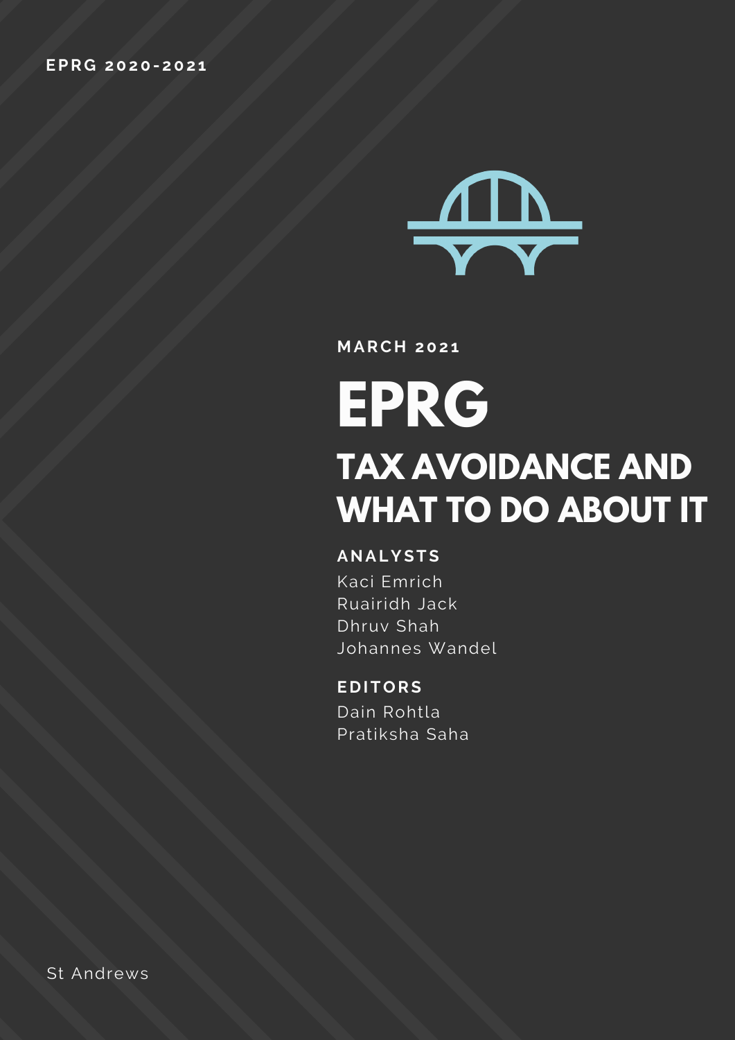EPRG 2020-2021

MARCH 2021

# EPRG

## TAX AVOIDANCE AND WHAT TO DO ABOUT IT

**ANALYSTS**

Kaci Emrich
Ruairidh Jack
Dhruv Shah
Johannes Wandel

**EDITORS**

Dain Rohtla
Pratiksha Saha

St Andrews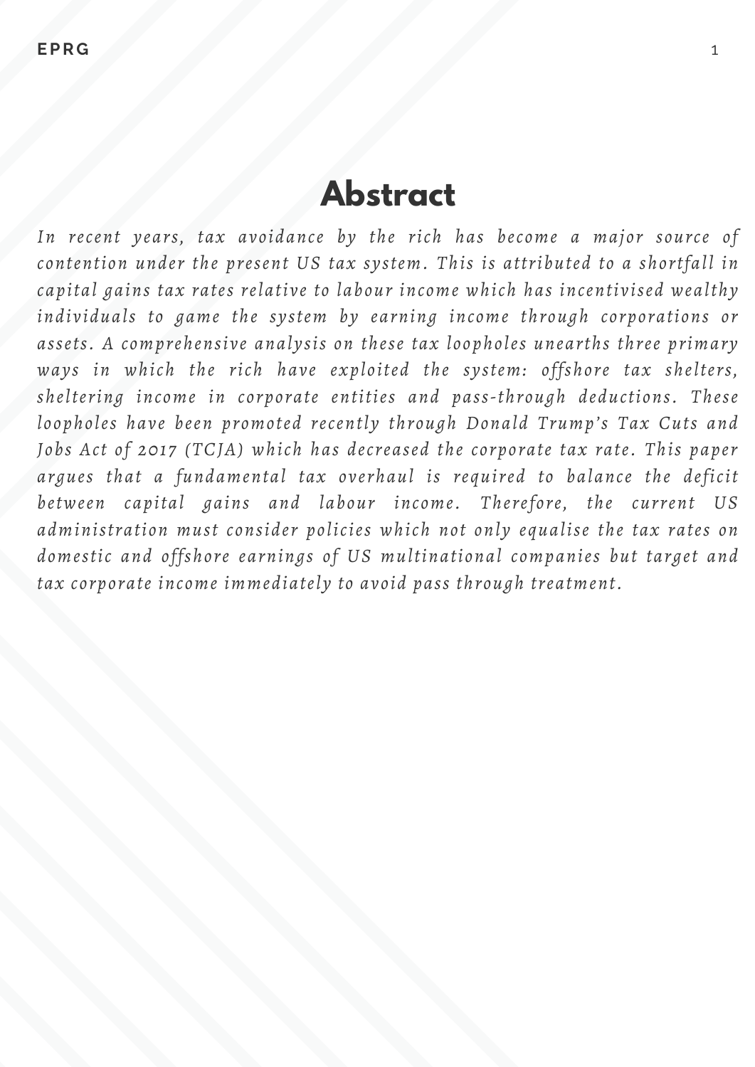# Abstract

*In recent years, tax avoidance by the rich has become a major source of contention under the present US tax system. This is attributed to a shortfall in capital gains tax rates relative to labour income which has incentivised wealthy individuals to game the system by earning income through corporations or assets. A comprehensive analysis on these tax loopholes unearths three primary ways in which the rich have exploited the system: offshore tax shelters, sheltering income in corporate entities and pass-through deductions. These loopholes have been promoted recently through Donald Trump's Tax Cuts and Jobs Act of 2017 (TCJA) which has decreased the corporate tax rate. This paper argues that a fundamental tax overhaul is required to balance the deficit between capital gains and labour income. Therefore, the current US administration must consider policies which not only equalise the tax rates on domestic and offshore earnings of US multinational companies but target and tax corporate income immediately to avoid pass through treatment.*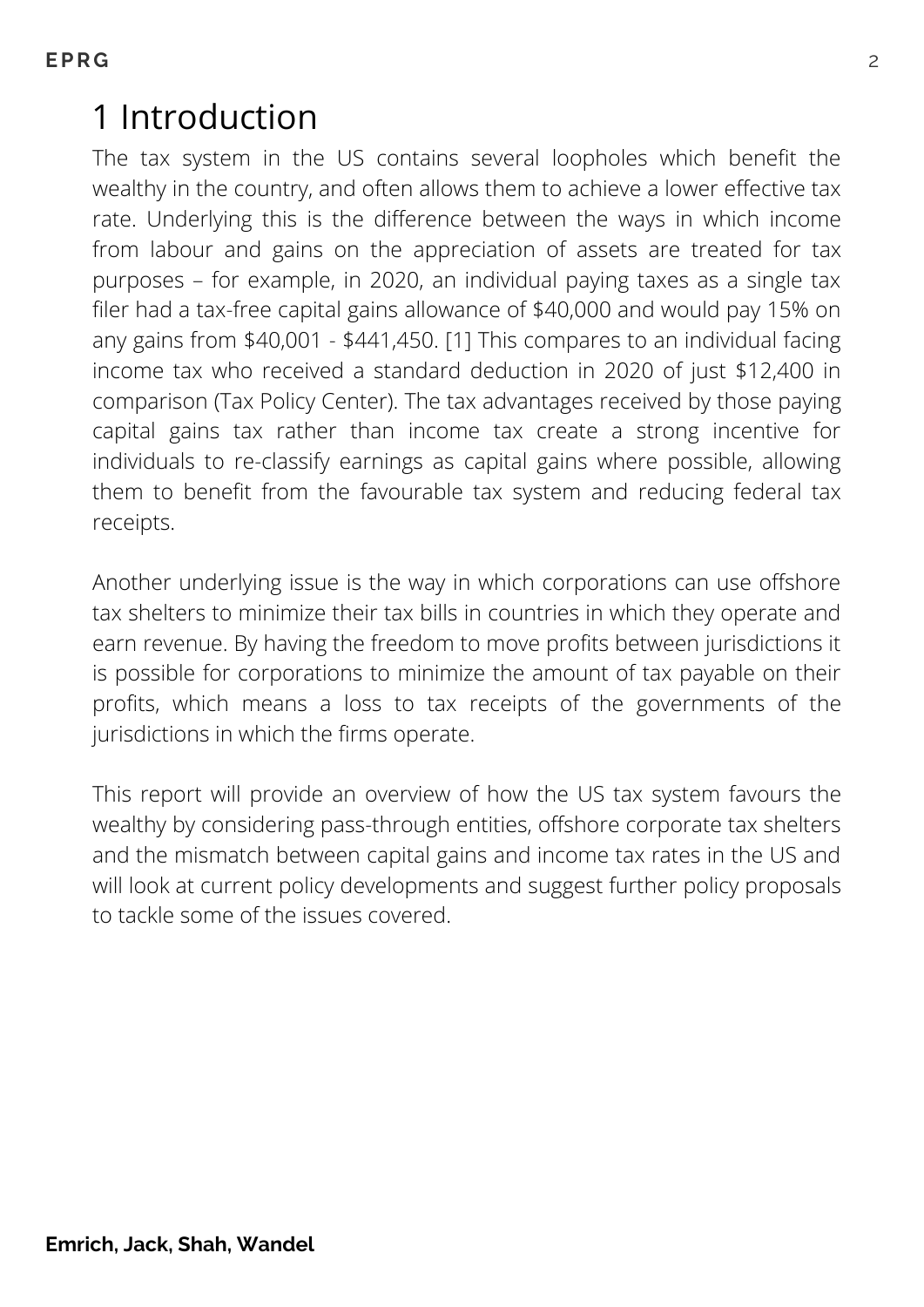# 1 Introduction

The tax system in the US contains several loopholes which benefit the wealthy in the country, and often allows them to achieve a lower effective tax rate. Underlying this is the difference between the ways in which income from labour and gains on the appreciation of assets are treated for tax purposes – for example, in 2020, an individual paying taxes as a single tax filer had a tax-free capital gains allowance of $40,000 and would pay 15% on any gains from $40,001 - $441,450. [1] This compares to an individual facing income tax who received a standard deduction in 2020 of just $12,400 in comparison (Tax Policy Center). The tax advantages received by those paying capital gains tax rather than income tax create a strong incentive for individuals to re-classify earnings as capital gains where possible, allowing them to benefit from the favourable tax system and reducing federal tax receipts.

Another underlying issue is the way in which corporations can use offshore tax shelters to minimize their tax bills in countries in which they operate and earn revenue. By having the freedom to move profits between jurisdictions it is possible for corporations to minimize the amount of tax payable on their profits, which means a loss to tax receipts of the governments of the jurisdictions in which the firms operate.

This report will provide an overview of how the US tax system favours the wealthy by considering pass-through entities, offshore corporate tax shelters and the mismatch between capital gains and income tax rates in the US and will look at current policy developments and suggest further policy proposals to tackle some of the issues covered.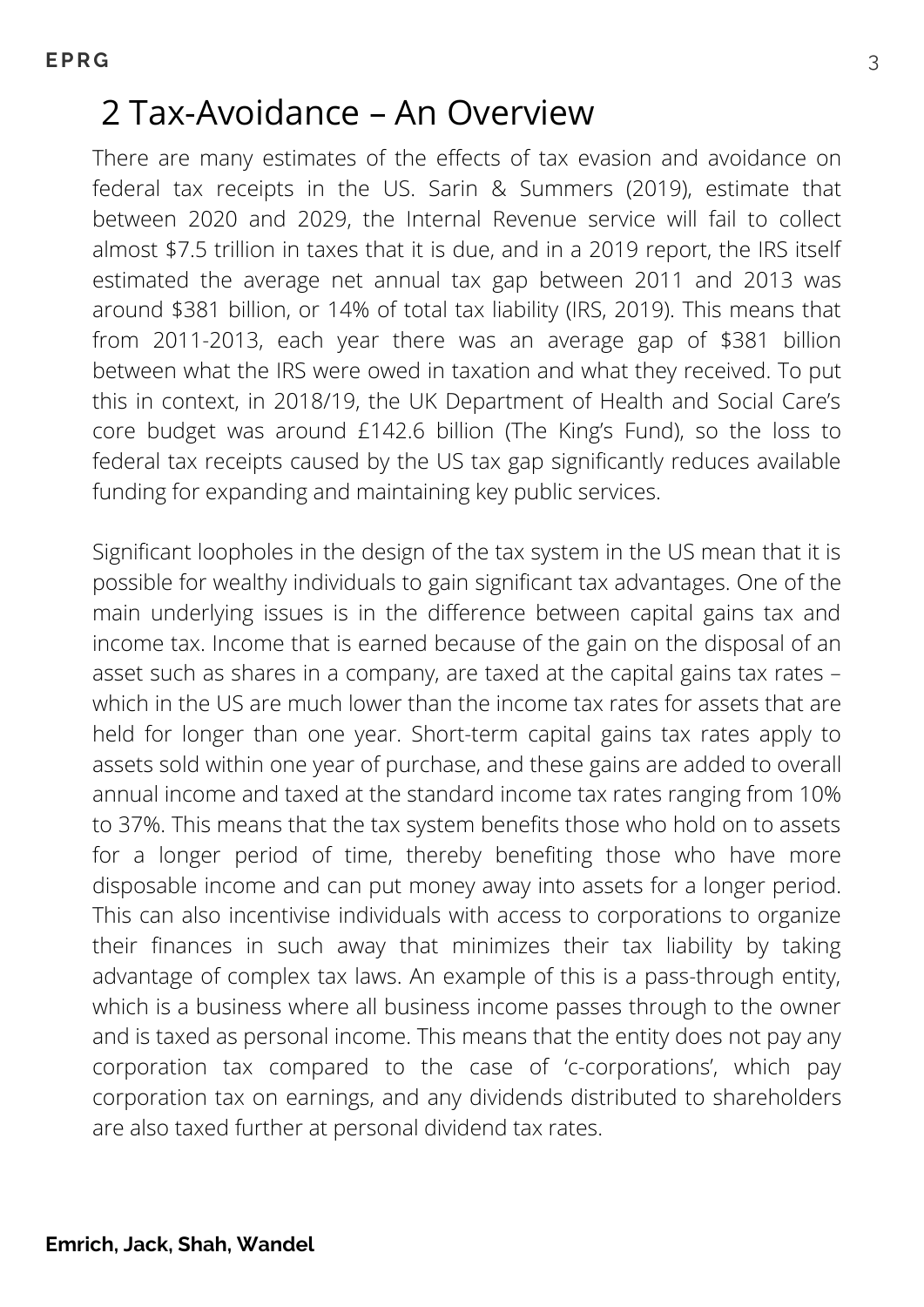## 2 Tax-Avoidance – An Overview

There are many estimates of the effects of tax evasion and avoidance on federal tax receipts in the US. Sarin & Summers (2019), estimate that between 2020 and 2029, the Internal Revenue service will fail to collect almost $7.5 trillion in taxes that it is due, and in a 2019 report, the IRS itself estimated the average net annual tax gap between 2011 and 2013 was around $381 billion, or 14% of total tax liability (IRS, 2019). This means that from 2011-2013, each year there was an average gap of $381 billion between what the IRS were owed in taxation and what they received. To put this in context, in 2018/19, the UK Department of Health and Social Care's core budget was around £142.6 billion (The King's Fund), so the loss to federal tax receipts caused by the US tax gap significantly reduces available funding for expanding and maintaining key public services.

Significant loopholes in the design of the tax system in the US mean that it is possible for wealthy individuals to gain significant tax advantages. One of the main underlying issues is in the difference between capital gains tax and income tax. Income that is earned because of the gain on the disposal of an asset such as shares in a company, are taxed at the capital gains tax rates – which in the US are much lower than the income tax rates for assets that are held for longer than one year. Short-term capital gains tax rates apply to assets sold within one year of purchase, and these gains are added to overall annual income and taxed at the standard income tax rates ranging from 10% to 37%. This means that the tax system benefits those who hold on to assets for a longer period of time, thereby benefiting those who have more disposable income and can put money away into assets for a longer period. This can also incentivise individuals with access to corporations to organize their finances in such away that minimizes their tax liability by taking advantage of complex tax laws. An example of this is a pass-through entity, which is a business where all business income passes through to the owner and is taxed as personal income. This means that the entity does not pay any corporation tax compared to the case of 'c-corporations', which pay corporation tax on earnings, and any dividends distributed to shareholders are also taxed further at personal dividend tax rates.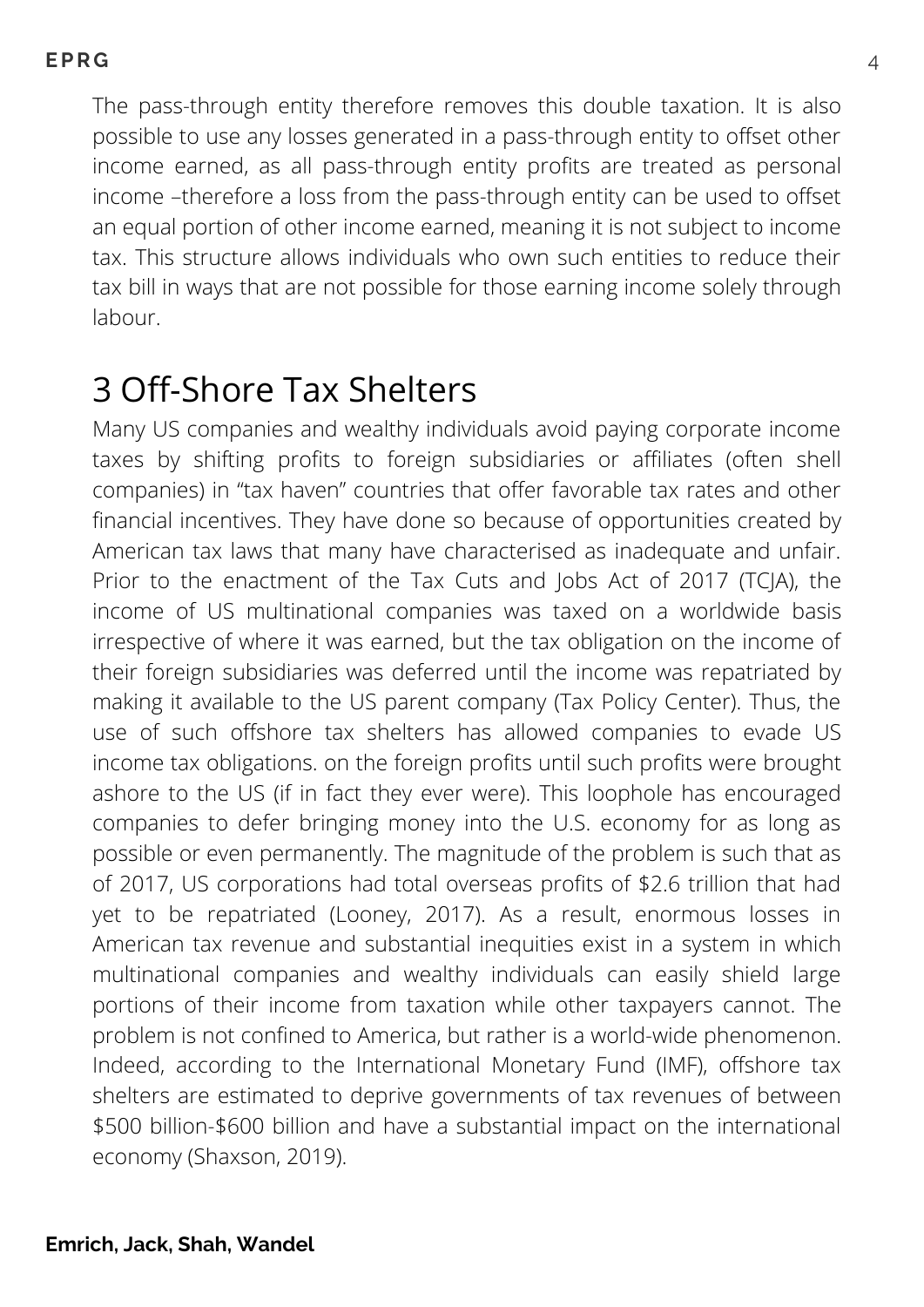The pass-through entity therefore removes this double taxation. It is also possible to use any losses generated in a pass-through entity to offset other income earned, as all pass-through entity profits are treated as personal income –therefore a loss from the pass-through entity can be used to offset an equal portion of other income earned, meaning it is not subject to income tax. This structure allows individuals who own such entities to reduce their tax bill in ways that are not possible for those earning income solely through labour.

## 3 Off-Shore Tax Shelters

Many US companies and wealthy individuals avoid paying corporate income taxes by shifting profits to foreign subsidiaries or affiliates (often shell companies) in "tax haven" countries that offer favorable tax rates and other financial incentives. They have done so because of opportunities created by American tax laws that many have characterised as inadequate and unfair. Prior to the enactment of the Tax Cuts and Jobs Act of 2017 (TCJA), the income of US multinational companies was taxed on a worldwide basis irrespective of where it was earned, but the tax obligation on the income of their foreign subsidiaries was deferred until the income was repatriated by making it available to the US parent company (Tax Policy Center). Thus, the use of such offshore tax shelters has allowed companies to evade US income tax obligations. on the foreign profits until such profits were brought ashore to the US (if in fact they ever were). This loophole has encouraged companies to defer bringing money into the U.S. economy for as long as possible or even permanently. The magnitude of the problem is such that as of 2017, US corporations had total overseas profits of $2.6 trillion that had yet to be repatriated (Looney, 2017). As a result, enormous losses in American tax revenue and substantial inequities exist in a system in which multinational companies and wealthy individuals can easily shield large portions of their income from taxation while other taxpayers cannot. The problem is not confined to America, but rather is a world-wide phenomenon. Indeed, according to the International Monetary Fund (IMF), offshore tax shelters are estimated to deprive governments of tax revenues of between $500 billion-$600 billion and have a substantial impact on the international economy (Shaxson, 2019).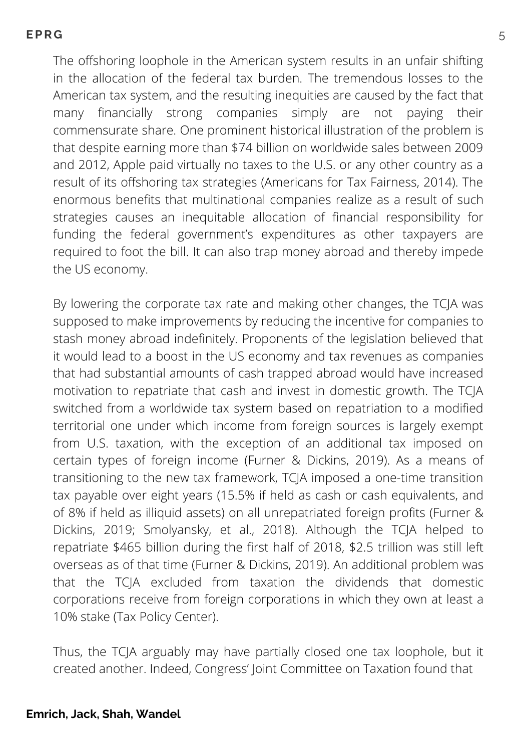The offshoring loophole in the American system results in an unfair shifting in the allocation of the federal tax burden. The tremendous losses to the American tax system, and the resulting inequities are caused by the fact that many financially strong companies simply are not paying their commensurate share. One prominent historical illustration of the problem is that despite earning more than $74 billion on worldwide sales between 2009 and 2012, Apple paid virtually no taxes to the U.S. or any other country as a result of its offshoring tax strategies (Americans for Tax Fairness, 2014). The enormous benefits that multinational companies realize as a result of such strategies causes an inequitable allocation of financial responsibility for funding the federal government's expenditures as other taxpayers are required to foot the bill. It can also trap money abroad and thereby impede the US economy.

By lowering the corporate tax rate and making other changes, the TCJA was supposed to make improvements by reducing the incentive for companies to stash money abroad indefinitely. Proponents of the legislation believed that it would lead to a boost in the US economy and tax revenues as companies that had substantial amounts of cash trapped abroad would have increased motivation to repatriate that cash and invest in domestic growth. The TCJA switched from a worldwide tax system based on repatriation to a modified territorial one under which income from foreign sources is largely exempt from U.S. taxation, with the exception of an additional tax imposed on certain types of foreign income (Furner & Dickins, 2019). As a means of transitioning to the new tax framework, TCJA imposed a one-time transition tax payable over eight years (15.5% if held as cash or cash equivalents, and of 8% if held as illiquid assets) on all unrepatriated foreign profits (Furner & Dickins, 2019; Smolyansky, et al., 2018). Although the TCJA helped to repatriate $465 billion during the first half of 2018, $2.5 trillion was still left overseas as of that time (Furner & Dickins, 2019). An additional problem was that the TCJA excluded from taxation the dividends that domestic corporations receive from foreign corporations in which they own at least a 10% stake (Tax Policy Center).

Thus, the TCJA arguably may have partially closed one tax loophole, but it created another. Indeed, Congress' Joint Committee on Taxation found that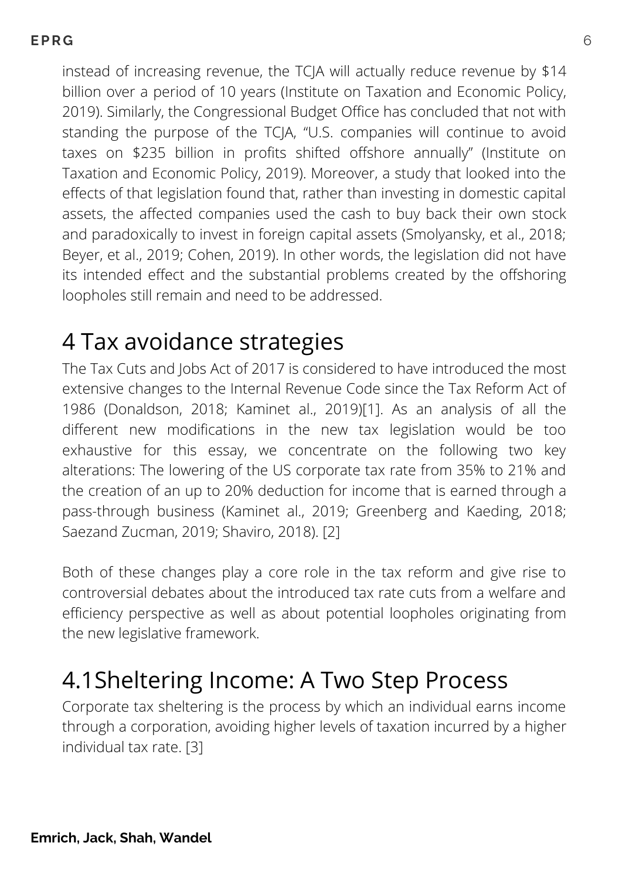instead of increasing revenue, the TCJA will actually reduce revenue by $14 billion over a period of 10 years (Institute on Taxation and Economic Policy, 2019). Similarly, the Congressional Budget Office has concluded that not with standing the purpose of the TCJA, "U.S. companies will continue to avoid taxes on $235 billion in profits shifted offshore annually" (Institute on Taxation and Economic Policy, 2019). Moreover, a study that looked into the effects of that legislation found that, rather than investing in domestic capital assets, the affected companies used the cash to buy back their own stock and paradoxically to invest in foreign capital assets (Smolyansky, et al., 2018; Beyer, et al., 2019; Cohen, 2019). In other words, the legislation did not have its intended effect and the substantial problems created by the offshoring loopholes still remain and need to be addressed.

# 4 Tax avoidance strategies

The Tax Cuts and Jobs Act of 2017 is considered to have introduced the most extensive changes to the Internal Revenue Code since the Tax Reform Act of 1986 (Donaldson, 2018; Kaminet al., 2019)[1]. As an analysis of all the different new modifications in the new tax legislation would be too exhaustive for this essay, we concentrate on the following two key alterations: The lowering of the US corporate tax rate from 35% to 21% and the creation of an up to 20% deduction for income that is earned through a pass-through business (Kaminet al., 2019; Greenberg and Kaeding, 2018; Saezand Zucman, 2019; Shaviro, 2018). [2]

Both of these changes play a core role in the tax reform and give rise to controversial debates about the introduced tax rate cuts from a welfare and efficiency perspective as well as about potential loopholes originating from the new legislative framework.

## 4.1Sheltering Income: A Two Step Process

Corporate tax sheltering is the process by which an individual earns income through a corporation, avoiding higher levels of taxation incurred by a higher individual tax rate. [3]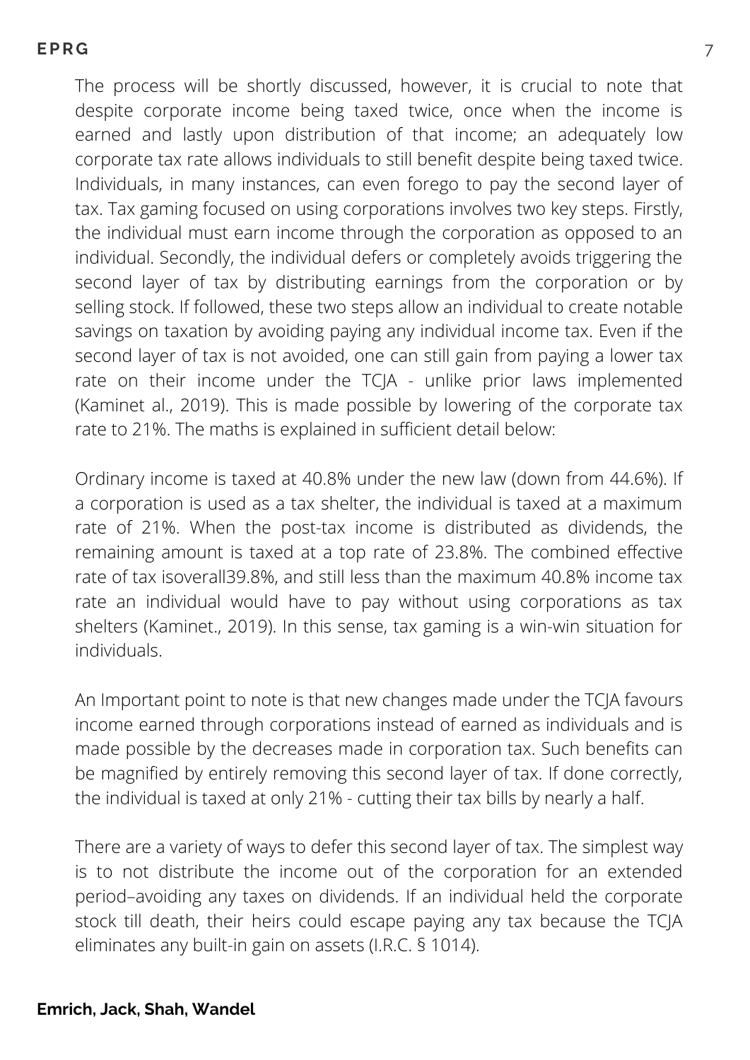The process will be shortly discussed, however, it is crucial to note that despite corporate income being taxed twice, once when the income is earned and lastly upon distribution of that income; an adequately low corporate tax rate allows individuals to still benefit despite being taxed twice. Individuals, in many instances, can even forego to pay the second layer of tax. Tax gaming focused on using corporations involves two key steps. Firstly, the individual must earn income through the corporation as opposed to an individual. Secondly, the individual defers or completely avoids triggering the second layer of tax by distributing earnings from the corporation or by selling stock. If followed, these two steps allow an individual to create notable savings on taxation by avoiding paying any individual income tax. Even if the second layer of tax is not avoided, one can still gain from paying a lower tax rate on their income under the TCJA - unlike prior laws implemented (Kaminet al., 2019). This is made possible by lowering of the corporate tax rate to 21%. The maths is explained in sufficient detail below:

Ordinary income is taxed at 40.8% under the new law (down from 44.6%). If a corporation is used as a tax shelter, the individual is taxed at a maximum rate of 21%. When the post-tax income is distributed as dividends, the remaining amount is taxed at a top rate of 23.8%. The combined effective rate of tax isoverall39.8%, and still less than the maximum 40.8% income tax rate an individual would have to pay without using corporations as tax shelters (Kaminet., 2019). In this sense, tax gaming is a win-win situation for individuals.

An Important point to note is that new changes made under the TCJA favours income earned through corporations instead of earned as individuals and is made possible by the decreases made in corporation tax. Such benefits can be magnified by entirely removing this second layer of tax. If done correctly, the individual is taxed at only 21% - cutting their tax bills by nearly a half.

There are a variety of ways to defer this second layer of tax. The simplest way is to not distribute the income out of the corporation for an extended period–avoiding any taxes on dividends. If an individual held the corporate stock till death, their heirs could escape paying any tax because the TCJA eliminates any built-in gain on assets (I.R.C. § 1014).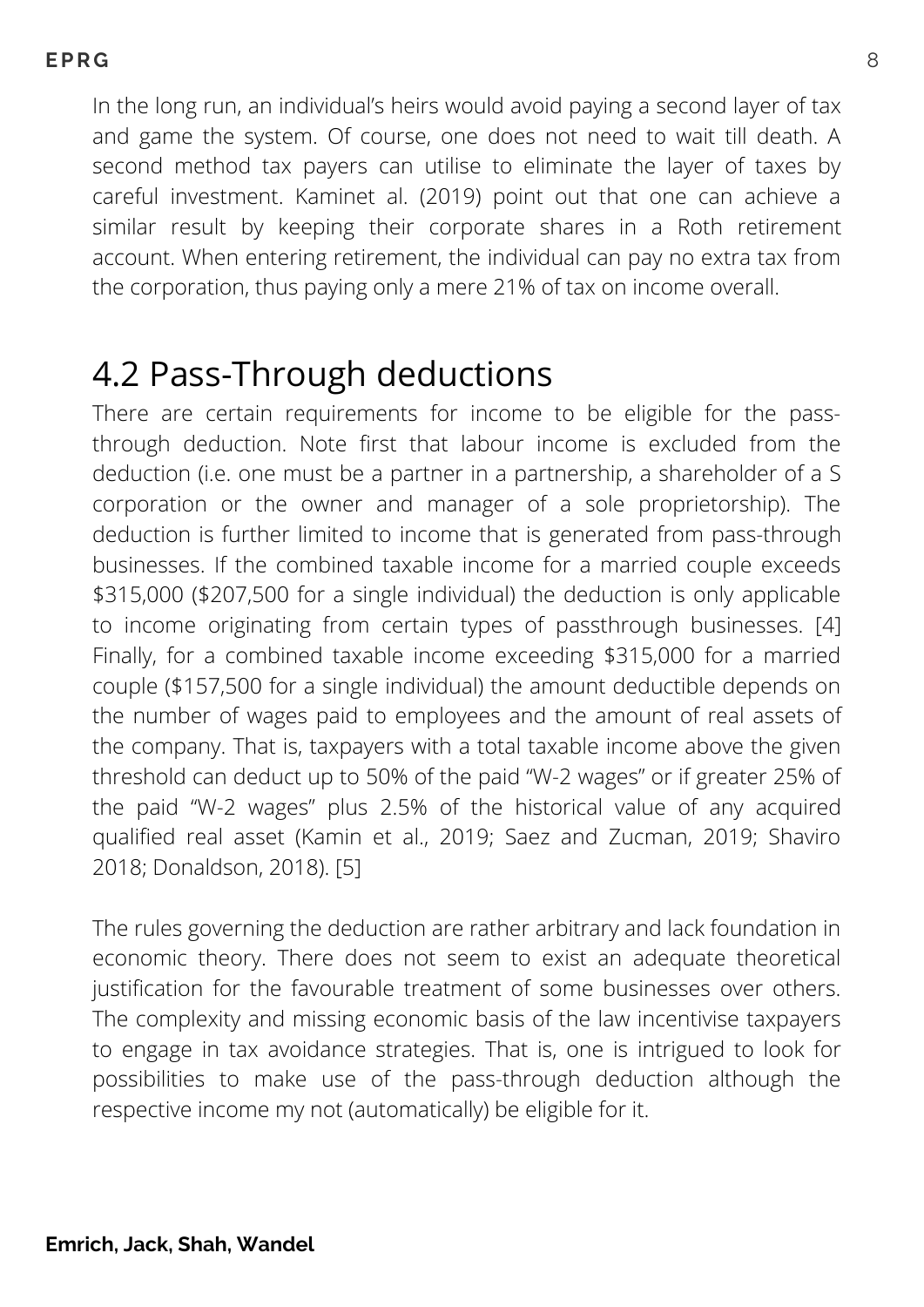In the long run, an individual's heirs would avoid paying a second layer of tax and game the system. Of course, one does not need to wait till death. A second method tax payers can utilise to eliminate the layer of taxes by careful investment. Kaminet al. (2019) point out that one can achieve a similar result by keeping their corporate shares in a Roth retirement account. When entering retirement, the individual can pay no extra tax from the corporation, thus paying only a mere 21% of tax on income overall.

## 4.2 Pass-Through deductions

There are certain requirements for income to be eligible for the pass-through deduction. Note first that labour income is excluded from the deduction (i.e. one must be a partner in a partnership, a shareholder of a S corporation or the owner and manager of a sole proprietorship). The deduction is further limited to income that is generated from pass-through businesses. If the combined taxable income for a married couple exceeds \$315,000 (\$207,500 for a single individual) the deduction is only applicable to income originating from certain types of passthrough businesses. [4] Finally, for a combined taxable income exceeding \$315,000 for a married couple (\$157,500 for a single individual) the amount deductible depends on the number of wages paid to employees and the amount of real assets of the company. That is, taxpayers with a total taxable income above the given threshold can deduct up to 50% of the paid "W-2 wages" or if greater 25% of the paid "W-2 wages" plus 2.5% of the historical value of any acquired qualified real asset (Kamin et al., 2019; Saez and Zucman, 2019; Shaviro 2018; Donaldson, 2018). [5]

The rules governing the deduction are rather arbitrary and lack foundation in economic theory. There does not seem to exist an adequate theoretical justification for the favourable treatment of some businesses over others. The complexity and missing economic basis of the law incentivise taxpayers to engage in tax avoidance strategies. That is, one is intrigued to look for possibilities to make use of the pass-through deduction although the respective income my not (automatically) be eligible for it.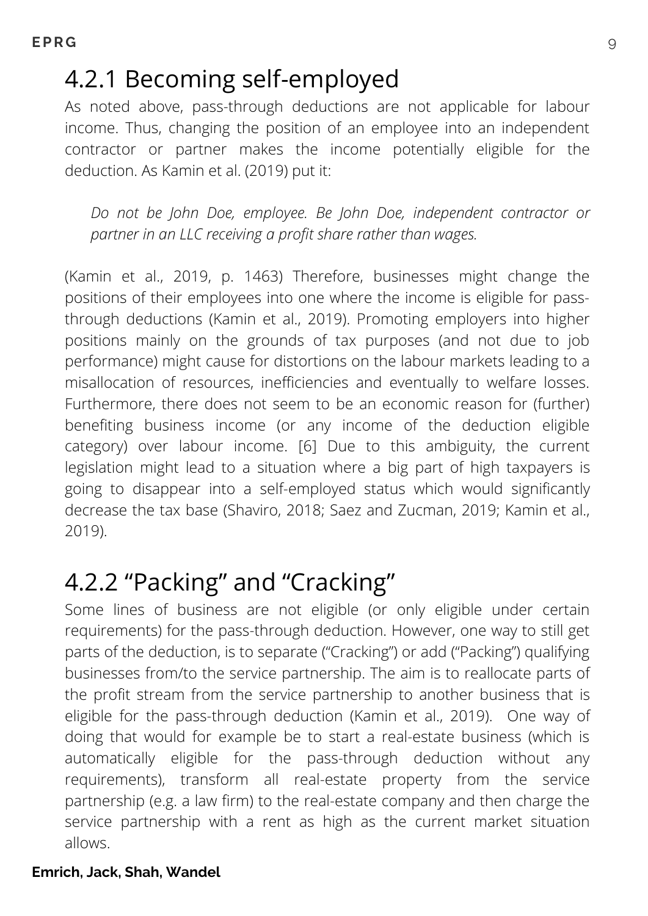### 4.2.1 Becoming self-employed

As noted above, pass-through deductions are not applicable for labour income. Thus, changing the position of an employee into an independent contractor or partner makes the income potentially eligible for the deduction. As Kamin et al. (2019) put it:

> *Do not be John Doe, employee. Be John Doe, independent contractor or partner in an LLC receiving a profit share rather than wages.*

(Kamin et al., 2019, p. 1463) Therefore, businesses might change the positions of their employees into one where the income is eligible for pass-through deductions (Kamin et al., 2019). Promoting employers into higher positions mainly on the grounds of tax purposes (and not due to job performance) might cause for distortions on the labour markets leading to a misallocation of resources, inefficiencies and eventually to welfare losses. Furthermore, there does not seem to be an economic reason for (further) benefiting business income (or any income of the deduction eligible category) over labour income. [6] Due to this ambiguity, the current legislation might lead to a situation where a big part of high taxpayers is going to disappear into a self-employed status which would significantly decrease the tax base (Shaviro, 2018; Saez and Zucman, 2019; Kamin et al., 2019).

### 4.2.2 "Packing" and "Cracking"

Some lines of business are not eligible (or only eligible under certain requirements) for the pass-through deduction. However, one way to still get parts of the deduction, is to separate ("Cracking") or add ("Packing") qualifying businesses from/to the service partnership. The aim is to reallocate parts of the profit stream from the service partnership to another business that is eligible for the pass-through deduction (Kamin et al., 2019). One way of doing that would for example be to start a real-estate business (which is automatically eligible for the pass-through deduction without any requirements), transform all real-estate property from the service partnership (e.g. a law firm) to the real-estate company and then charge the service partnership with a rent as high as the current market situation allows.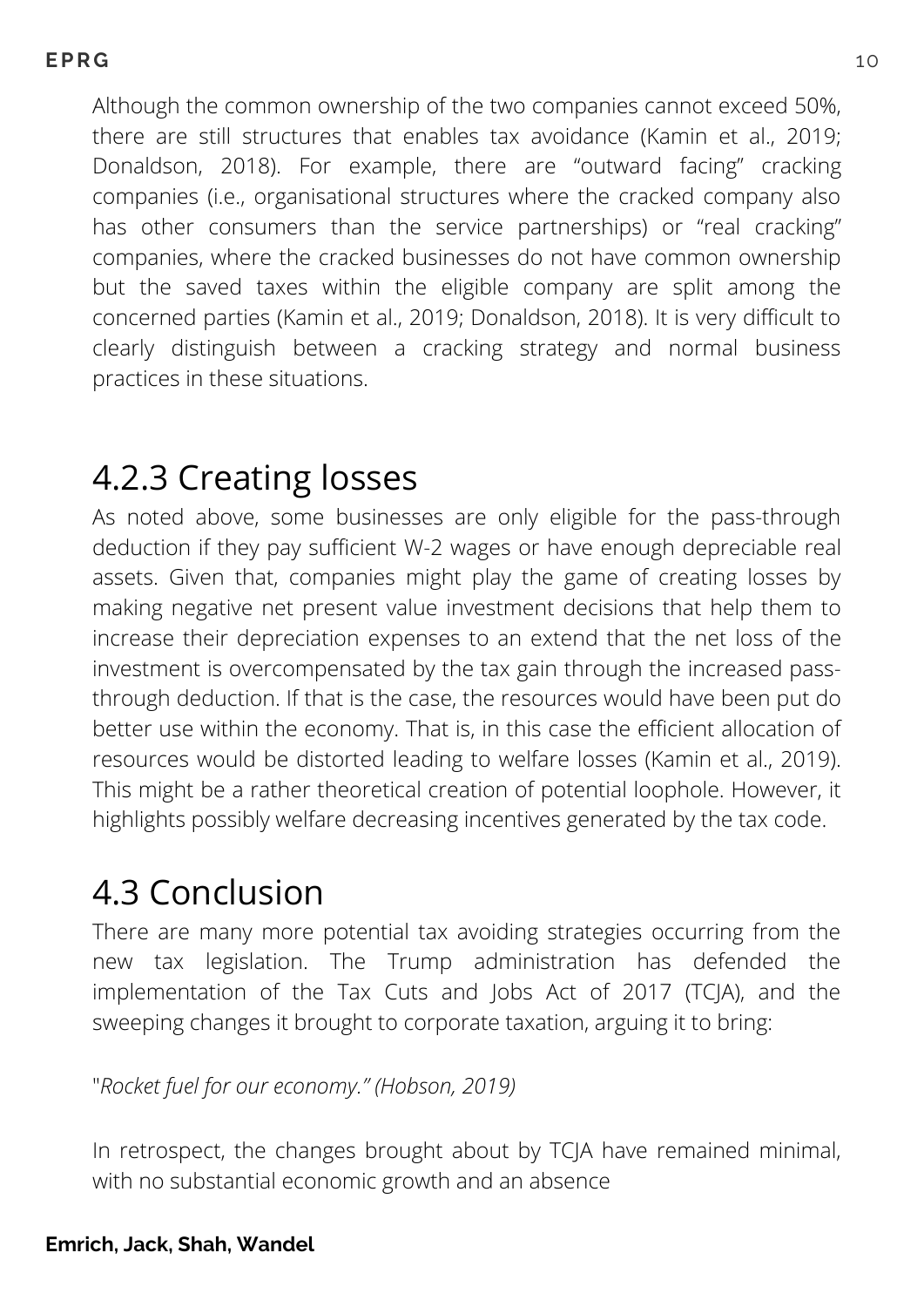Although the common ownership of the two companies cannot exceed 50%, there are still structures that enables tax avoidance (Kamin et al., 2019; Donaldson, 2018). For example, there are "outward facing" cracking companies (i.e., organisational structures where the cracked company also has other consumers than the service partnerships) or "real cracking" companies, where the cracked businesses do not have common ownership but the saved taxes within the eligible company are split among the concerned parties (Kamin et al., 2019; Donaldson, 2018). It is very difficult to clearly distinguish between a cracking strategy and normal business practices in these situations.

## 4.2.3 Creating losses

As noted above, some businesses are only eligible for the pass-through deduction if they pay sufficient W-2 wages or have enough depreciable real assets. Given that, companies might play the game of creating losses by making negative net present value investment decisions that help them to increase their depreciation expenses to an extend that the net loss of the investment is overcompensated by the tax gain through the increased pass-through deduction. If that is the case, the resources would have been put do better use within the economy. That is, in this case the efficient allocation of resources would be distorted leading to welfare losses (Kamin et al., 2019). This might be a rather theoretical creation of potential loophole. However, it highlights possibly welfare decreasing incentives generated by the tax code.

## 4.3 Conclusion

There are many more potential tax avoiding strategies occurring from the new tax legislation. The Trump administration has defended the implementation of the Tax Cuts and Jobs Act of 2017 (TCJA), and the sweeping changes it brought to corporate taxation, arguing it to bring:

"*Rocket fuel for our economy." (Hobson, 2019)*

In retrospect, the changes brought about by TCJA have remained minimal, with no substantial economic growth and an absence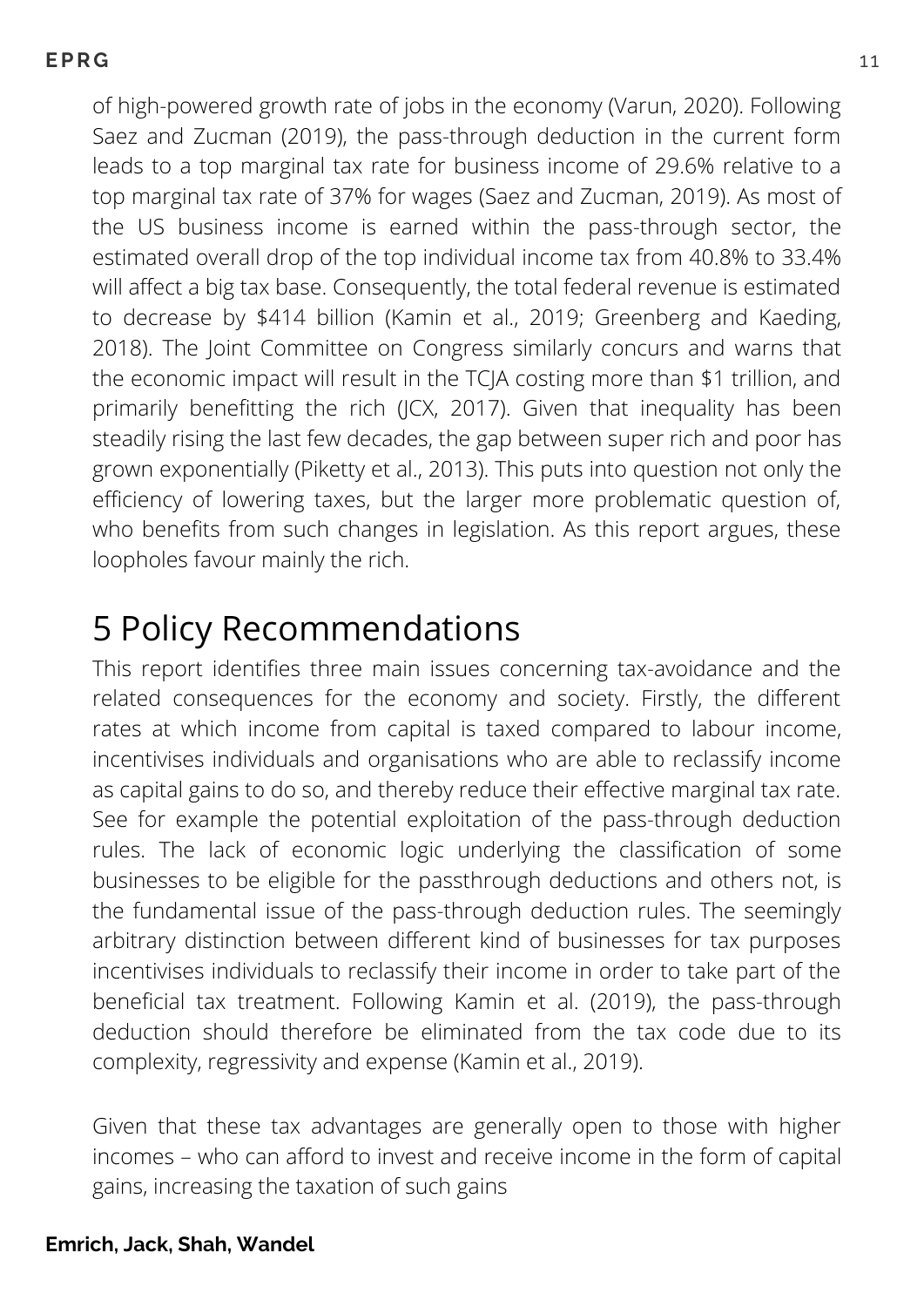of high-powered growth rate of jobs in the economy (Varun, 2020). Following Saez and Zucman (2019), the pass-through deduction in the current form leads to a top marginal tax rate for business income of 29.6% relative to a top marginal tax rate of 37% for wages (Saez and Zucman, 2019). As most of the US business income is earned within the pass-through sector, the estimated overall drop of the top individual income tax from 40.8% to 33.4% will affect a big tax base. Consequently, the total federal revenue is estimated to decrease by $414 billion (Kamin et al., 2019; Greenberg and Kaeding, 2018). The Joint Committee on Congress similarly concurs and warns that the economic impact will result in the TCJA costing more than $1 trillion, and primarily benefitting the rich (JCX, 2017). Given that inequality has been steadily rising the last few decades, the gap between super rich and poor has grown exponentially (Piketty et al., 2013). This puts into question not only the efficiency of lowering taxes, but the larger more problematic question of, who benefits from such changes in legislation. As this report argues, these loopholes favour mainly the rich.

# 5 Policy Recommendations

This report identifies three main issues concerning tax-avoidance and the related consequences for the economy and society. Firstly, the different rates at which income from capital is taxed compared to labour income, incentivises individuals and organisations who are able to reclassify income as capital gains to do so, and thereby reduce their effective marginal tax rate. See for example the potential exploitation of the pass-through deduction rules. The lack of economic logic underlying the classification of some businesses to be eligible for the passthrough deductions and others not, is the fundamental issue of the pass-through deduction rules. The seemingly arbitrary distinction between different kind of businesses for tax purposes incentivises individuals to reclassify their income in order to take part of the beneficial tax treatment. Following Kamin et al. (2019), the pass-through deduction should therefore be eliminated from the tax code due to its complexity, regressivity and expense (Kamin et al., 2019).

Given that these tax advantages are generally open to those with higher incomes – who can afford to invest and receive income in the form of capital gains, increasing the taxation of such gains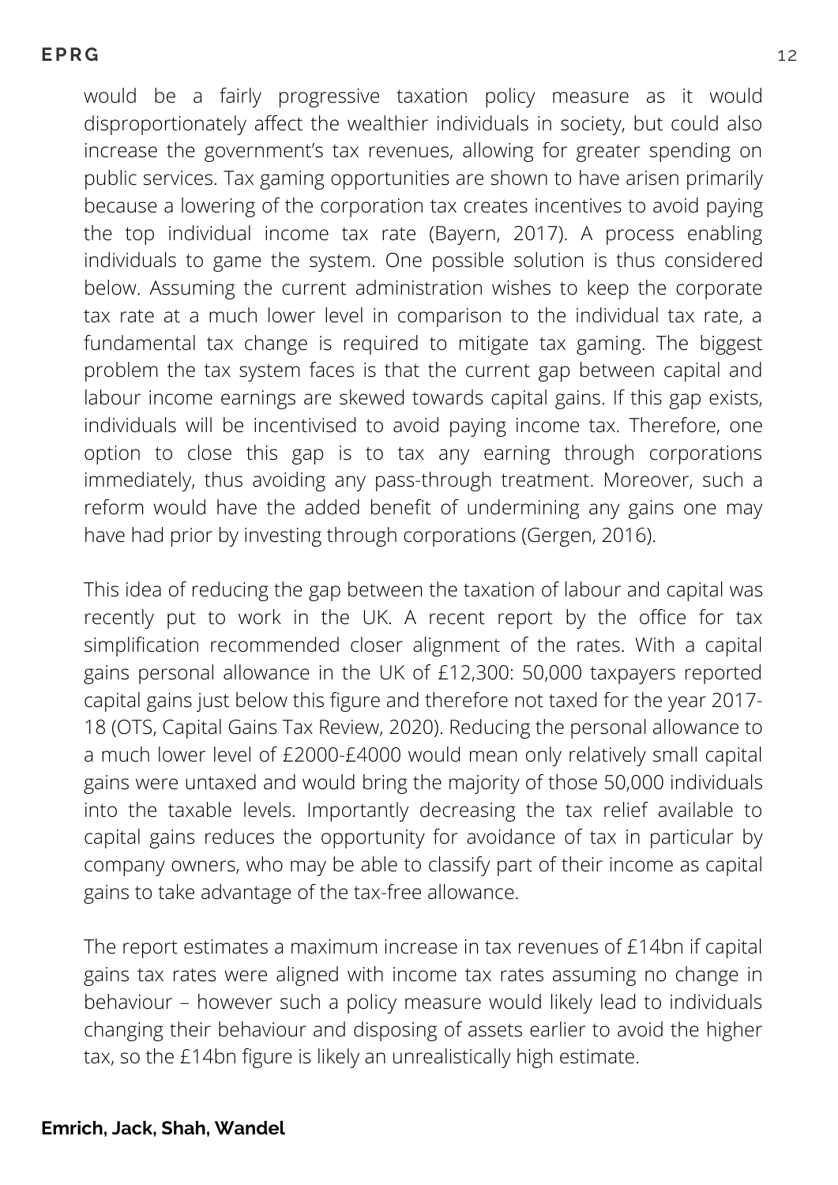would be a fairly progressive taxation policy measure as it would disproportionately affect the wealthier individuals in society, but could also increase the government's tax revenues, allowing for greater spending on public services. Tax gaming opportunities are shown to have arisen primarily because a lowering of the corporation tax creates incentives to avoid paying the top individual income tax rate (Bayern, 2017). A process enabling individuals to game the system. One possible solution is thus considered below. Assuming the current administration wishes to keep the corporate tax rate at a much lower level in comparison to the individual tax rate, a fundamental tax change is required to mitigate tax gaming. The biggest problem the tax system faces is that the current gap between capital and labour income earnings are skewed towards capital gains. If this gap exists, individuals will be incentivised to avoid paying income tax. Therefore, one option to close this gap is to tax any earning through corporations immediately, thus avoiding any pass-through treatment. Moreover, such a reform would have the added benefit of undermining any gains one may have had prior by investing through corporations (Gergen, 2016).

This idea of reducing the gap between the taxation of labour and capital was recently put to work in the UK. A recent report by the office for tax simplification recommended closer alignment of the rates. With a capital gains personal allowance in the UK of £12,300: 50,000 taxpayers reported capital gains just below this figure and therefore not taxed for the year 2017-18 (OTS, Capital Gains Tax Review, 2020). Reducing the personal allowance to a much lower level of £2000-£4000 would mean only relatively small capital gains were untaxed and would bring the majority of those 50,000 individuals into the taxable levels. Importantly decreasing the tax relief available to capital gains reduces the opportunity for avoidance of tax in particular by company owners, who may be able to classify part of their income as capital gains to take advantage of the tax-free allowance.

The report estimates a maximum increase in tax revenues of £14bn if capital gains tax rates were aligned with income tax rates assuming no change in behaviour – however such a policy measure would likely lead to individuals changing their behaviour and disposing of assets earlier to avoid the higher tax, so the £14bn figure is likely an unrealistically high estimate.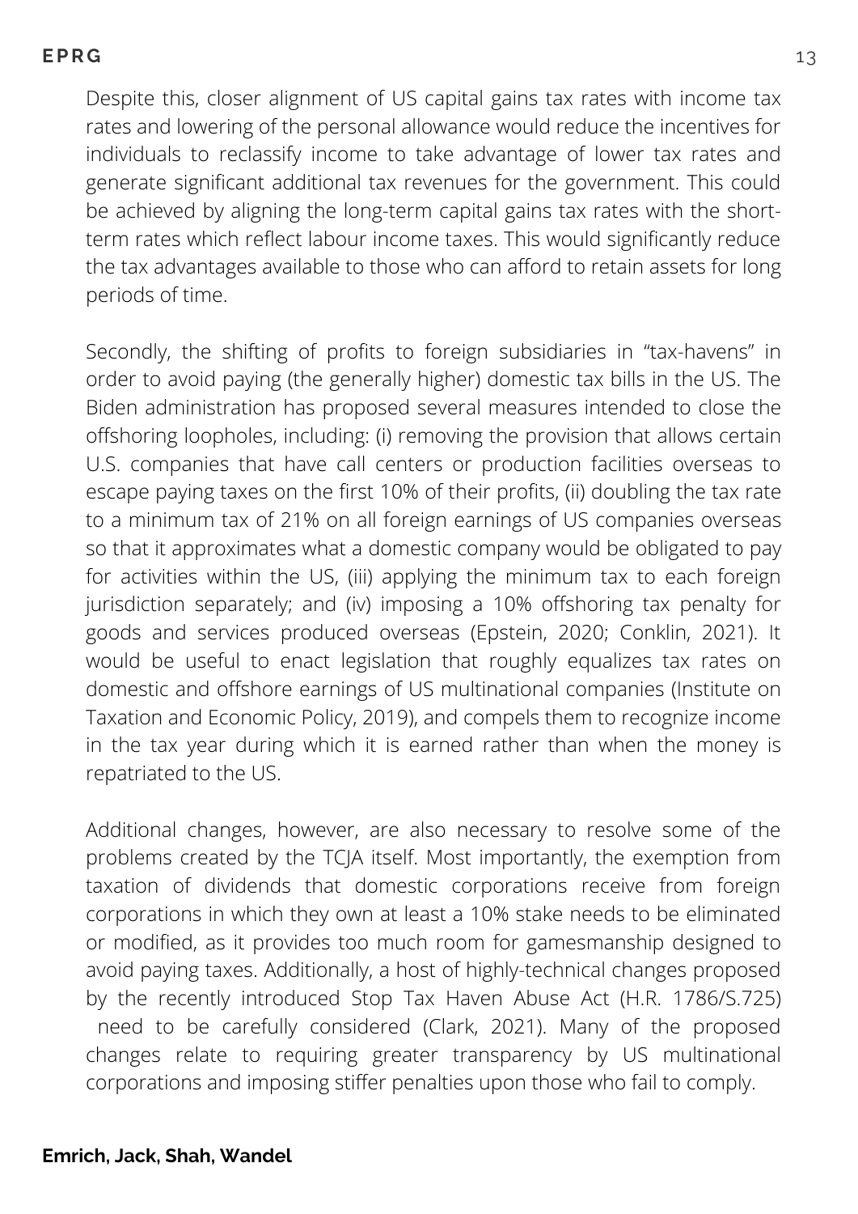Despite this, closer alignment of US capital gains tax rates with income tax rates and lowering of the personal allowance would reduce the incentives for individuals to reclassify income to take advantage of lower tax rates and generate significant additional tax revenues for the government. This could be achieved by aligning the long-term capital gains tax rates with the short-term rates which reflect labour income taxes. This would significantly reduce the tax advantages available to those who can afford to retain assets for long periods of time.

Secondly, the shifting of profits to foreign subsidiaries in "tax-havens" in order to avoid paying (the generally higher) domestic tax bills in the US. The Biden administration has proposed several measures intended to close the offshoring loopholes, including: (i) removing the provision that allows certain U.S. companies that have call centers or production facilities overseas to escape paying taxes on the first 10% of their profits, (ii) doubling the tax rate to a minimum tax of 21% on all foreign earnings of US companies overseas so that it approximates what a domestic company would be obligated to pay for activities within the US, (iii) applying the minimum tax to each foreign jurisdiction separately; and (iv) imposing a 10% offshoring tax penalty for goods and services produced overseas (Epstein, 2020; Conklin, 2021). It would be useful to enact legislation that roughly equalizes tax rates on domestic and offshore earnings of US multinational companies (Institute on Taxation and Economic Policy, 2019), and compels them to recognize income in the tax year during which it is earned rather than when the money is repatriated to the US.

Additional changes, however, are also necessary to resolve some of the problems created by the TCJA itself. Most importantly, the exemption from taxation of dividends that domestic corporations receive from foreign corporations in which they own at least a 10% stake needs to be eliminated or modified, as it provides too much room for gamesmanship designed to avoid paying taxes. Additionally, a host of highly-technical changes proposed by the recently introduced Stop Tax Haven Abuse Act (H.R. 1786/S.725) need to be carefully considered (Clark, 2021). Many of the proposed changes relate to requiring greater transparency by US multinational corporations and imposing stiffer penalties upon those who fail to comply.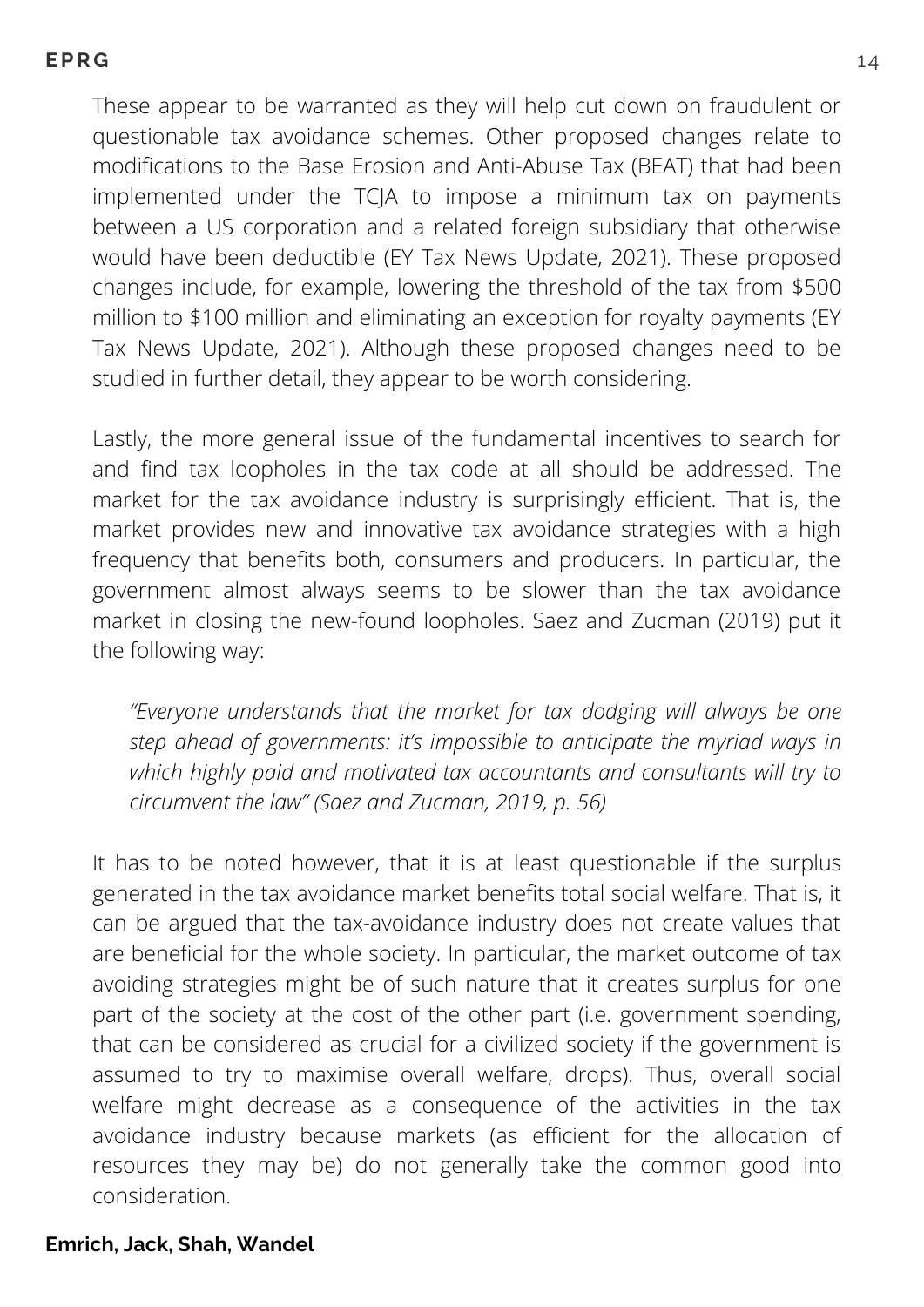These appear to be warranted as they will help cut down on fraudulent or questionable tax avoidance schemes. Other proposed changes relate to modifications to the Base Erosion and Anti-Abuse Tax (BEAT) that had been implemented under the TCJA to impose a minimum tax on payments between a US corporation and a related foreign subsidiary that otherwise would have been deductible (EY Tax News Update, 2021). These proposed changes include, for example, lowering the threshold of the tax from $500 million to $100 million and eliminating an exception for royalty payments (EY Tax News Update, 2021). Although these proposed changes need to be studied in further detail, they appear to be worth considering.

Lastly, the more general issue of the fundamental incentives to search for and find tax loopholes in the tax code at all should be addressed. The market for the tax avoidance industry is surprisingly efficient. That is, the market provides new and innovative tax avoidance strategies with a high frequency that benefits both, consumers and producers. In particular, the government almost always seems to be slower than the tax avoidance market in closing the new-found loopholes. Saez and Zucman (2019) put it the following way:

> *"Everyone understands that the market for tax dodging will always be one step ahead of governments: it's impossible to anticipate the myriad ways in which highly paid and motivated tax accountants and consultants will try to circumvent the law" (Saez and Zucman, 2019, p. 56)*

It has to be noted however, that it is at least questionable if the surplus generated in the tax avoidance market benefits total social welfare. That is, it can be argued that the tax-avoidance industry does not create values that are beneficial for the whole society. In particular, the market outcome of tax avoiding strategies might be of such nature that it creates surplus for one part of the society at the cost of the other part (i.e. government spending, that can be considered as crucial for a civilized society if the government is assumed to try to maximise overall welfare, drops). Thus, overall social welfare might decrease as a consequence of the activities in the tax avoidance industry because markets (as efficient for the allocation of resources they may be) do not generally take the common good into consideration.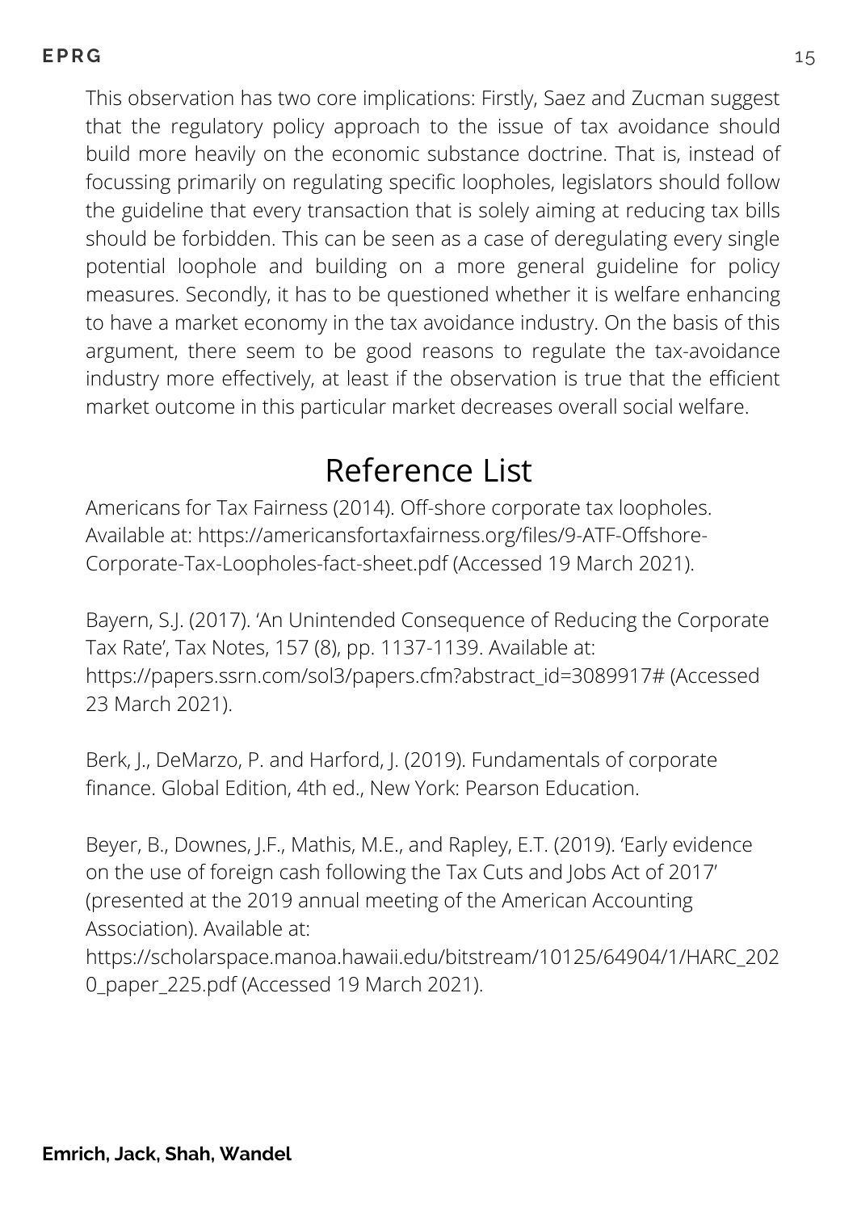This observation has two core implications: Firstly, Saez and Zucman suggest that the regulatory policy approach to the issue of tax avoidance should build more heavily on the economic substance doctrine. That is, instead of focussing primarily on regulating specific loopholes, legislators should follow the guideline that every transaction that is solely aiming at reducing tax bills should be forbidden. This can be seen as a case of deregulating every single potential loophole and building on a more general guideline for policy measures. Secondly, it has to be questioned whether it is welfare enhancing to have a market economy in the tax avoidance industry. On the basis of this argument, there seem to be good reasons to regulate the tax-avoidance industry more effectively, at least if the observation is true that the efficient market outcome in this particular market decreases overall social welfare.

# Reference List

Americans for Tax Fairness (2014). Off-shore corporate tax loopholes. Available at: https://americansfortaxfairness.org/files/9-ATF-Offshore-Corporate-Tax-Loopholes-fact-sheet.pdf (Accessed 19 March 2021).

Bayern, S.J. (2017). 'An Unintended Consequence of Reducing the Corporate Tax Rate', Tax Notes, 157 (8), pp. 1137-1139. Available at: https://papers.ssrn.com/sol3/papers.cfm?abstract_id=3089917# (Accessed 23 March 2021).

Berk, J., DeMarzo, P. and Harford, J. (2019). Fundamentals of corporate finance. Global Edition, 4th ed., New York: Pearson Education.

Beyer, B., Downes, J.F., Mathis, M.E., and Rapley, E.T. (2019). 'Early evidence on the use of foreign cash following the Tax Cuts and Jobs Act of 2017' (presented at the 2019 annual meeting of the American Accounting Association). Available at: https://scholarspace.manoa.hawaii.edu/bitstream/10125/64904/1/HARC_2020_paper_225.pdf (Accessed 19 March 2021).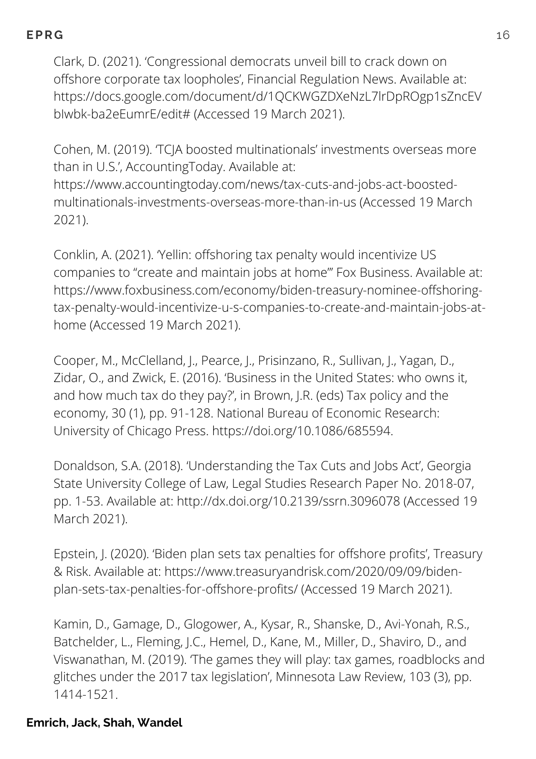Clark, D. (2021). 'Congressional democrats unveil bill to crack down on offshore corporate tax loopholes', Financial Regulation News. Available at: https://docs.google.com/document/d/1QCKWGZDXeNzL7lrDpROgp1sZncEVbIwbk-ba2eEumrE/edit# (Accessed 19 March 2021).

Cohen, M. (2019). 'TCJA boosted multinationals' investments overseas more than in U.S.', AccountingToday. Available at: https://www.accountingtoday.com/news/tax-cuts-and-jobs-act-boosted-multinationals-investments-overseas-more-than-in-us (Accessed 19 March 2021).

Conklin, A. (2021). 'Yellin: offshoring tax penalty would incentivize US companies to "create and maintain jobs at home"' Fox Business. Available at: https://www.foxbusiness.com/economy/biden-treasury-nominee-offshoring-tax-penalty-would-incentivize-u-s-companies-to-create-and-maintain-jobs-at-home (Accessed 19 March 2021).

Cooper, M., McClelland, J., Pearce, J., Prisinzano, R., Sullivan, J., Yagan, D., Zidar, O., and Zwick, E. (2016). 'Business in the United States: who owns it, and how much tax do they pay?', in Brown, J.R. (eds) Tax policy and the economy, 30 (1), pp. 91-128. National Bureau of Economic Research: University of Chicago Press. https://doi.org/10.1086/685594.

Donaldson, S.A. (2018). 'Understanding the Tax Cuts and Jobs Act', Georgia State University College of Law, Legal Studies Research Paper No. 2018-07, pp. 1-53. Available at: http://dx.doi.org/10.2139/ssrn.3096078 (Accessed 19 March 2021).

Epstein, J. (2020). 'Biden plan sets tax penalties for offshore profits', Treasury & Risk. Available at: https://www.treasuryandrisk.com/2020/09/09/biden-plan-sets-tax-penalties-for-offshore-profits/ (Accessed 19 March 2021).

Kamin, D., Gamage, D., Glogower, A., Kysar, R., Shanske, D., Avi-Yonah, R.S., Batchelder, L., Fleming, J.C., Hemel, D., Kane, M., Miller, D., Shaviro, D., and Viswanathan, M. (2019). 'The games they will play: tax games, roadblocks and glitches under the 2017 tax legislation', Minnesota Law Review, 103 (3), pp. 1414-1521.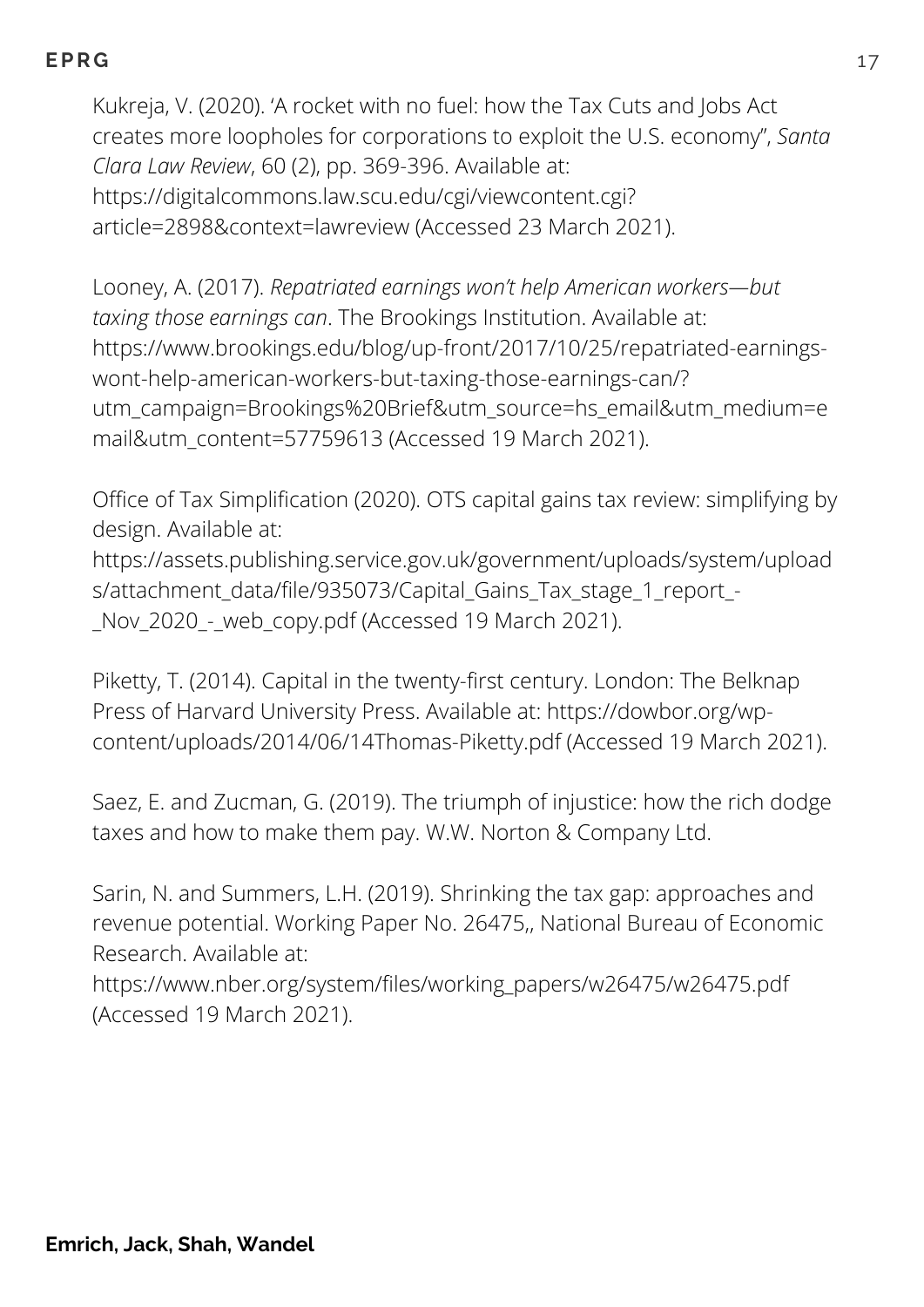Kukreja, V. (2020). 'A rocket with no fuel: how the Tax Cuts and Jobs Act creates more loopholes for corporations to exploit the U.S. economy", *Santa Clara Law Review*, 60 (2), pp. 369-396. Available at: https://digitalcommons.law.scu.edu/cgi/viewcontent.cgi?article=2898&context=lawreview (Accessed 23 March 2021).

Looney, A. (2017). *Repatriated earnings won't help American workers—but taxing those earnings can*. The Brookings Institution. Available at: https://www.brookings.edu/blog/up-front/2017/10/25/repatriated-earnings-wont-help-american-workers-but-taxing-those-earnings-can/?utm_campaign=Brookings%20Brief&utm_source=hs_email&utm_medium=email&utm_content=57759613 (Accessed 19 March 2021).

Office of Tax Simplification (2020). OTS capital gains tax review: simplifying by design. Available at: https://assets.publishing.service.gov.uk/government/uploads/system/uploads/attachment_data/file/935073/Capital_Gains_Tax_stage_1_report_-_Nov_2020_-_web_copy.pdf (Accessed 19 March 2021).

Piketty, T. (2014). Capital in the twenty-first century. London: The Belknap Press of Harvard University Press. Available at: https://dowbor.org/wp-content/uploads/2014/06/14Thomas-Piketty.pdf (Accessed 19 March 2021).

Saez, E. and Zucman, G. (2019). The triumph of injustice: how the rich dodge taxes and how to make them pay. W.W. Norton & Company Ltd.

Sarin, N. and Summers, L.H. (2019). Shrinking the tax gap: approaches and revenue potential. Working Paper No. 26475,, National Bureau of Economic Research. Available at: https://www.nber.org/system/files/working_papers/w26475/w26475.pdf (Accessed 19 March 2021).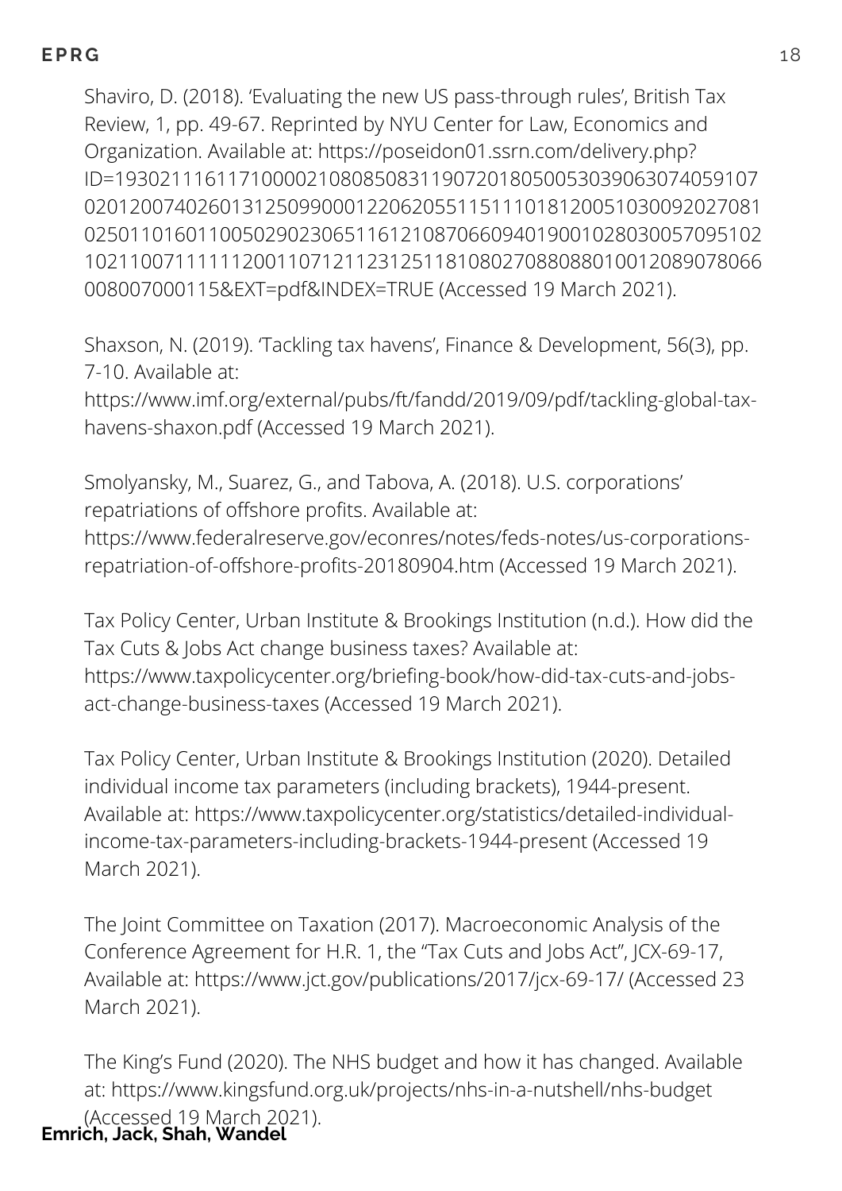Shaviro, D. (2018). 'Evaluating the new US pass-through rules', British Tax Review, 1, pp. 49-67. Reprinted by NYU Center for Law, Economics and Organization. Available at: https://poseidon01.ssrn.com/delivery.php?ID=193021116117100002108085083119072018050053039063074059107020120074026013125099000122062055115111018120051030092027081025011016011005029023065116121087066094019001028030057095102102110071111112001107121123125118108027088088010012089078066008007000115&EXT=pdf&INDEX=TRUE (Accessed 19 March 2021).

Shaxson, N. (2019). 'Tackling tax havens', Finance & Development, 56(3), pp. 7-10. Available at: https://www.imf.org/external/pubs/ft/fandd/2019/09/pdf/tackling-global-tax-havens-shaxon.pdf (Accessed 19 March 2021).

Smolyansky, M., Suarez, G., and Tabova, A. (2018). U.S. corporations' repatriations of offshore profits. Available at: https://www.federalreserve.gov/econres/notes/feds-notes/us-corporations-repatriation-of-offshore-profits-20180904.htm (Accessed 19 March 2021).

Tax Policy Center, Urban Institute & Brookings Institution (n.d.). How did the Tax Cuts & Jobs Act change business taxes? Available at: https://www.taxpolicycenter.org/briefing-book/how-did-tax-cuts-and-jobs-act-change-business-taxes (Accessed 19 March 2021).

Tax Policy Center, Urban Institute & Brookings Institution (2020). Detailed individual income tax parameters (including brackets), 1944-present. Available at: https://www.taxpolicycenter.org/statistics/detailed-individual-income-tax-parameters-including-brackets-1944-present (Accessed 19 March 2021).

The Joint Committee on Taxation (2017). Macroeconomic Analysis of the Conference Agreement for H.R. 1, the "Tax Cuts and Jobs Act", JCX-69-17, Available at: https://www.jct.gov/publications/2017/jcx-69-17/ (Accessed 23 March 2021).

The King's Fund (2020). The NHS budget and how it has changed. Available at: https://www.kingsfund.org.uk/projects/nhs-in-a-nutshell/nhs-budget (Accessed 19 March 2021).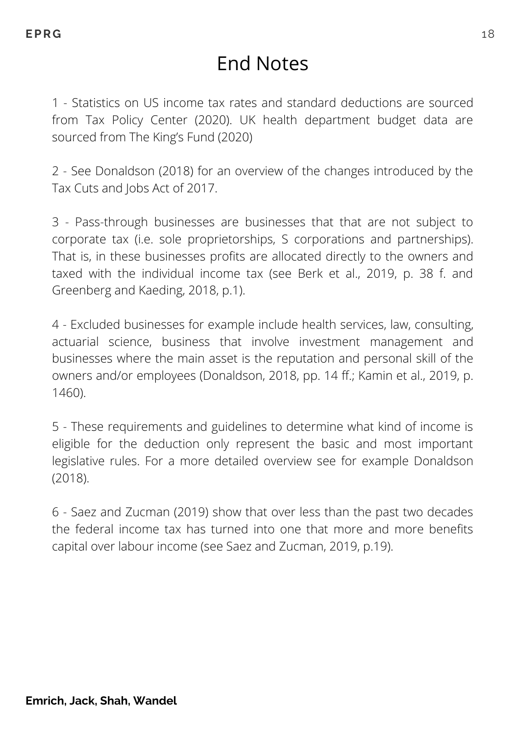# End Notes

1 - Statistics on US income tax rates and standard deductions are sourced from Tax Policy Center (2020). UK health department budget data are sourced from The King's Fund (2020)

2 - See Donaldson (2018) for an overview of the changes introduced by the Tax Cuts and Jobs Act of 2017.

3 - Pass-through businesses are businesses that that are not subject to corporate tax (i.e. sole proprietorships, S corporations and partnerships). That is, in these businesses profits are allocated directly to the owners and taxed with the individual income tax (see Berk et al., 2019, p. 38 f. and Greenberg and Kaeding, 2018, p.1).

4 - Excluded businesses for example include health services, law, consulting, actuarial science, business that involve investment management and businesses where the main asset is the reputation and personal skill of the owners and/or employees (Donaldson, 2018, pp. 14 ff.; Kamin et al., 2019, p. 1460).

5 - These requirements and guidelines to determine what kind of income is eligible for the deduction only represent the basic and most important legislative rules. For a more detailed overview see for example Donaldson (2018).

6 - Saez and Zucman (2019) show that over less than the past two decades the federal income tax has turned into one that more and more benefits capital over labour income (see Saez and Zucman, 2019, p.19).